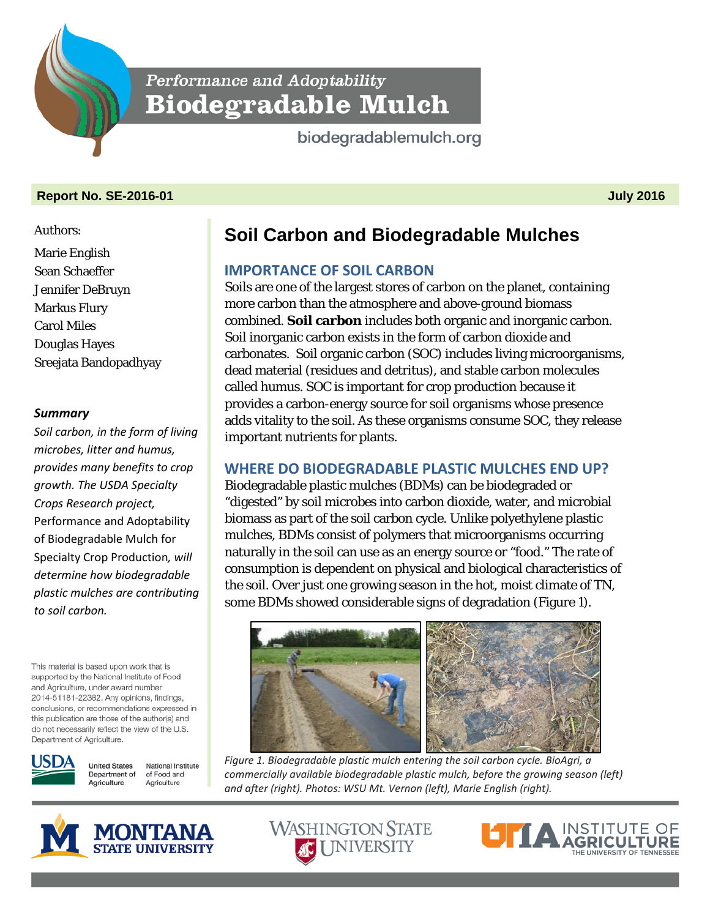Performance and Adoptability

# Biodegradable Mulch

biodegradablemulch.org

**Report No. SE-2016-01** **July 2016**

Authors:

Marie English
Sean Schaeffer
Jennifer DeBruyn
Markus Flury
Carol Miles
Douglas Hayes
Sreejata Bandopadhyay

### *Summary*

*Soil carbon, in the form of living microbes, litter and humus, provides many benefits to crop growth. The USDA Specialty Crops Research project,* Performance and Adoptability of Biodegradable Mulch for Specialty Crop Production*, will determine how biodegradable plastic mulches are contributing to soil carbon.*

This material is based upon work that is supported by the National Institute of Food and Agriculture, under award number 2014-51181-22382. Any opinions, findings, conclusions, or recommendations expressed in this publication are those of the author(s) and do not necessarily reflect the view of the U.S. Department of Agriculture.

USDA United States Department of Agriculture — National Institute of Food and Agriculture

# Soil Carbon and Biodegradable Mulches

## IMPORTANCE OF SOIL CARBON

Soils are one of the largest stores of carbon on the planet, containing more carbon than the atmosphere and above-ground biomass combined. **Soil carbon** includes both organic and inorganic carbon. Soil inorganic carbon exists in the form of carbon dioxide and carbonates. Soil organic carbon (SOC) includes living microorganisms, dead material (residues and detritus), and stable carbon molecules called humus. SOC is important for crop production because it provides a carbon-energy source for soil organisms whose presence adds vitality to the soil. As these organisms consume SOC, they release important nutrients for plants.

## WHERE DO BIODEGRADABLE PLASTIC MULCHES END UP?

Biodegradable plastic mulches (BDMs) can be biodegraded or "digested" by soil microbes into carbon dioxide, water, and microbial biomass as part of the soil carbon cycle. Unlike polyethylene plastic mulches, BDMs consist of polymers that microorganisms occurring naturally in the soil can use as an energy source or "food." The rate of consumption is dependent on physical and biological characteristics of the soil. Over just one growing season in the hot, moist climate of TN, some BDMs showed considerable signs of degradation (Figure 1).

*Figure 1. Biodegradable plastic mulch entering the soil carbon cycle. BioAgri, a commercially available biodegradable plastic mulch, before the growing season (left) and after (right). Photos: WSU Mt. Vernon (left), Marie English (right).*

MONTANA STATE UNIVERSITY — WASHINGTON STATE UNIVERSITY — UTIA INSTITUTE OF AGRICULTURE, THE UNIVERSITY OF TENNESSEE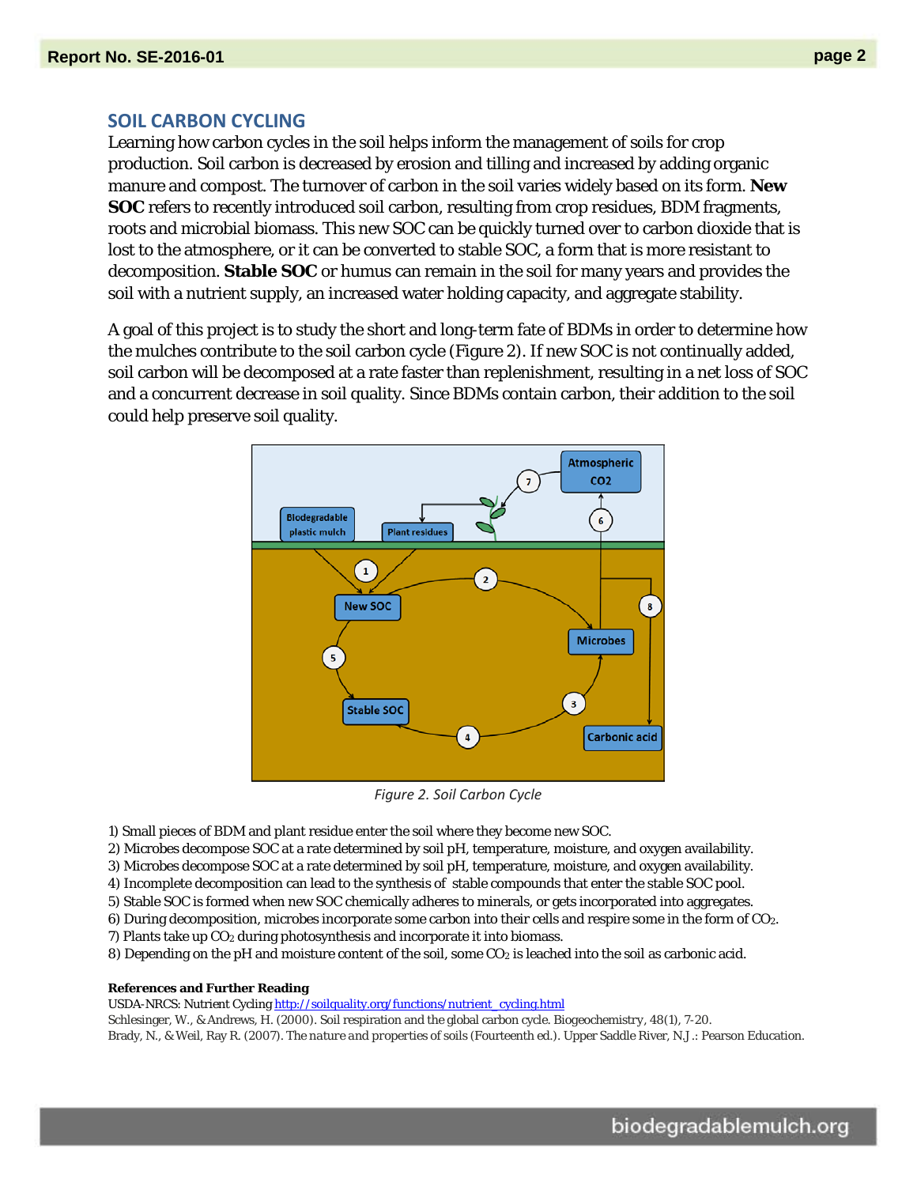## SOIL CARBON CYCLING

Learning how carbon cycles in the soil helps inform the management of soils for crop production. Soil carbon is decreased by erosion and tilling and increased by adding organic manure and compost. The turnover of carbon in the soil varies widely based on its form. **New SOC** refers to recently introduced soil carbon, resulting from crop residues, BDM fragments, roots and microbial biomass. This new SOC can be quickly turned over to carbon dioxide that is lost to the atmosphere, or it can be converted to stable SOC, a form that is more resistant to decomposition. **Stable SOC** or humus can remain in the soil for many years and provides the soil with a nutrient supply, an increased water holding capacity, and aggregate stability.

A goal of this project is to study the short and long-term fate of BDMs in order to determine how the mulches contribute to the soil carbon cycle (Figure 2). If new SOC is not continually added, soil carbon will be decomposed at a rate faster than replenishment, resulting in a net loss of SOC and a concurrent decrease in soil quality. Since BDMs contain carbon, their addition to the soil could help preserve soil quality.

Atmospheric CO2
7
6
Biodegradable plastic mulch
Plant residues
1
2
New SOC
8
Microbes
5
3
Stable SOC
4
Carbonic acid

*Figure 2. Soil Carbon Cycle*

1) Small pieces of BDM and plant residue enter the soil where they become new SOC.
2) Microbes decompose SOC at a rate determined by soil pH, temperature, moisture, and oxygen availability.
3) Microbes decompose SOC at a rate determined by soil pH, temperature, moisture, and oxygen availability.
4) Incomplete decomposition can lead to the synthesis of stable compounds that enter the stable SOC pool.
5) Stable SOC is formed when new SOC chemically adheres to minerals, or gets incorporated into aggregates.
6) During decomposition, microbes incorporate some carbon into their cells and respire some in the form of $CO_2$.
7) Plants take up $CO_2$ during photosynthesis and incorporate it into biomass.
8) Depending on the pH and moisture content of the soil, some $CO_2$ is leached into the soil as carbonic acid.

**References and Further Reading**

USDA-NRCS: Nutrient Cycling http://soilquality.org/functions/nutrient_cycling.html
Schlesinger, W., & Andrews, H. (2000). Soil respiration and the global carbon cycle. Biogeochemistry, 48(1), 7-20.
Brady, N., & Weil, Ray R. (2007). *The nature and properties of soils* (Fourteenth ed.). Upper Saddle River, N.J.: Pearson Education.